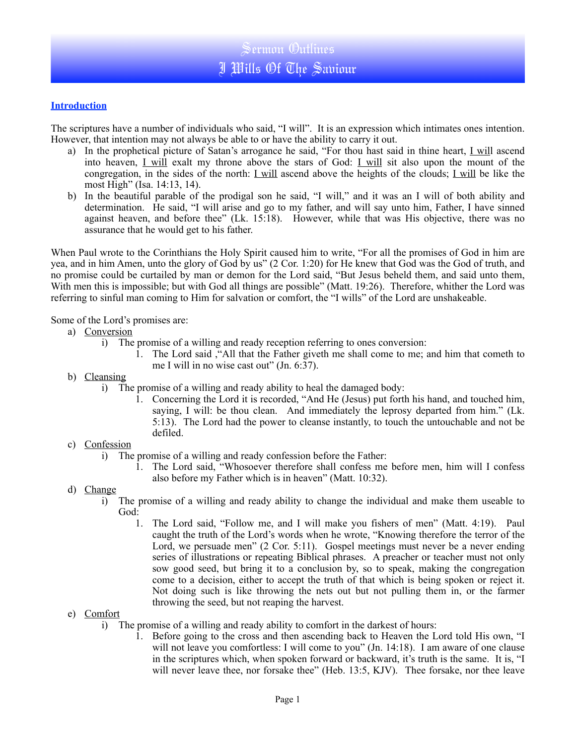# Sermon Outlines
# I Wills Of The Saviour

## Introduction

The scriptures have a number of individuals who said, "I will". It is an expression which intimates ones intention. However, that intention may not always be able to or have the ability to carry it out.

a) In the prophetical picture of Satan's arrogance he said, "For thou hast said in thine heart, <u>I will</u> ascend into heaven, <u>I will</u> exalt my throne above the stars of God: <u>I will</u> sit also upon the mount of the congregation, in the sides of the north: <u>I will</u> ascend above the heights of the clouds; <u>I will</u> be like the most High" (Isa. 14:13, 14).

b) In the beautiful parable of the prodigal son he said, "I will," and it was an I will of both ability and determination. He said, "I will arise and go to my father, and will say unto him, Father, I have sinned against heaven, and before thee" (Lk. 15:18). However, while that was His objective, there was no assurance that he would get to his father.

When Paul wrote to the Corinthians the Holy Spirit caused him to write, "For all the promises of God in him are yea, and in him Amen, unto the glory of God by us" (2 Cor. 1:20) for He knew that God was the God of truth, and no promise could be curtailed by man or demon for the Lord said, "But Jesus beheld them, and said unto them, With men this is impossible; but with God all things are possible" (Matt. 19:26). Therefore, whither the Lord was referring to sinful man coming to Him for salvation or comfort, the "I wills" of the Lord are unshakeable.

Some of the Lord's promises are:

a) <u>Conversion</u>
   i) The promise of a willing and ready reception referring to ones conversion:
      1. The Lord said ,"All that the Father giveth me shall come to me; and him that cometh to me I will in no wise cast out" (Jn. 6:37).

b) <u>Cleansing</u>
   i) The promise of a willing and ready ability to heal the damaged body:
      1. Concerning the Lord it is recorded, "And He (Jesus) put forth his hand, and touched him, saying, I will: be thou clean. And immediately the leprosy departed from him." (Lk. 5:13). The Lord had the power to cleanse instantly, to touch the untouchable and not be defiled.

c) <u>Confession</u>
   i) The promise of a willing and ready confession before the Father:
      1. The Lord said, "Whosoever therefore shall confess me before men, him will I confess also before my Father which is in heaven" (Matt. 10:32).

d) <u>Change</u>
   i) The promise of a willing and ready ability to change the individual and make them useable to God:
      1. The Lord said, "Follow me, and I will make you fishers of men" (Matt. 4:19). Paul caught the truth of the Lord's words when he wrote, "Knowing therefore the terror of the Lord, we persuade men" (2 Cor. 5:11). Gospel meetings must never be a never ending series of illustrations or repeating Biblical phrases. A preacher or teacher must not only sow good seed, but bring it to a conclusion by, so to speak, making the congregation come to a decision, either to accept the truth of that which is being spoken or reject it. Not doing such is like throwing the nets out but not pulling them in, or the farmer throwing the seed, but not reaping the harvest.

e) <u>Comfort</u>
   i) The promise of a willing and ready ability to comfort in the darkest of hours:
      1. Before going to the cross and then ascending back to Heaven the Lord told His own, "I will not leave you comfortless: I will come to you" (Jn. 14:18). I am aware of one clause in the scriptures which, when spoken forward or backward, it's truth is the same. It is, "I will never leave thee, nor forsake thee" (Heb. 13:5, KJV). Thee forsake, nor thee leave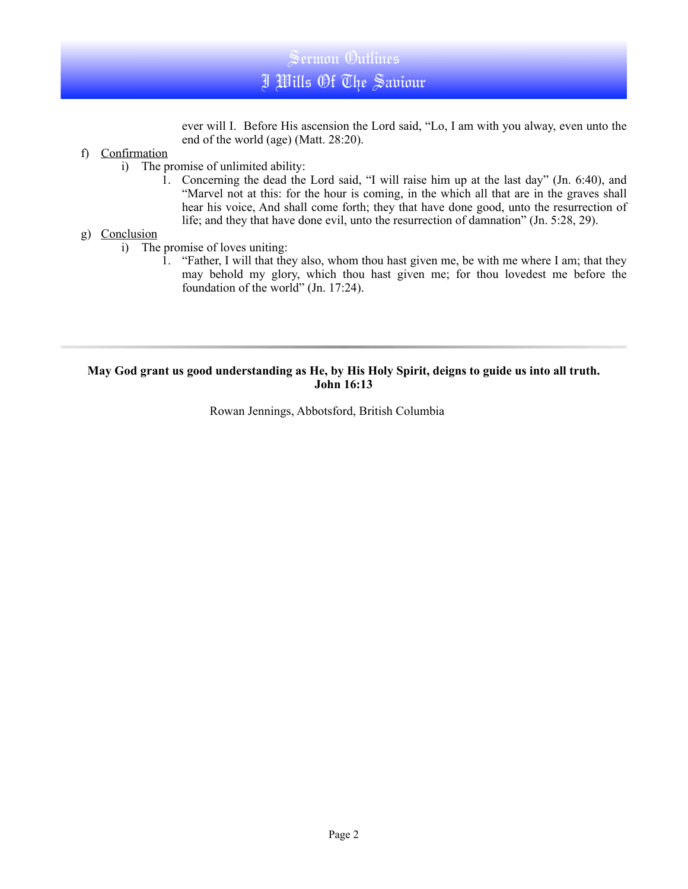ever will I. Before His ascension the Lord said, "Lo, I am with you alway, even unto the end of the world (age) (Matt. 28:20).

f) <u>Confirmation</u>
   i) The promise of unlimited ability:
      1. Concerning the dead the Lord said, "I will raise him up at the last day" (Jn. 6:40), and "Marvel not at this: for the hour is coming, in the which all that are in the graves shall hear his voice, And shall come forth; they that have done good, unto the resurrection of life; and they that have done evil, unto the resurrection of damnation" (Jn. 5:28, 29).

g) <u>Conclusion</u>
   i) The promise of loves uniting:
      1. "Father, I will that they also, whom thou hast given me, be with me where I am; that they may behold my glory, which thou hast given me; for thou lovedest me before the foundation of the world" (Jn. 17:24).

---

**May God grant us good understanding as He, by His Holy Spirit, deigns to guide us into all truth.**
**John 16:13**

Rowan Jennings, Abbotsford, British Columbia